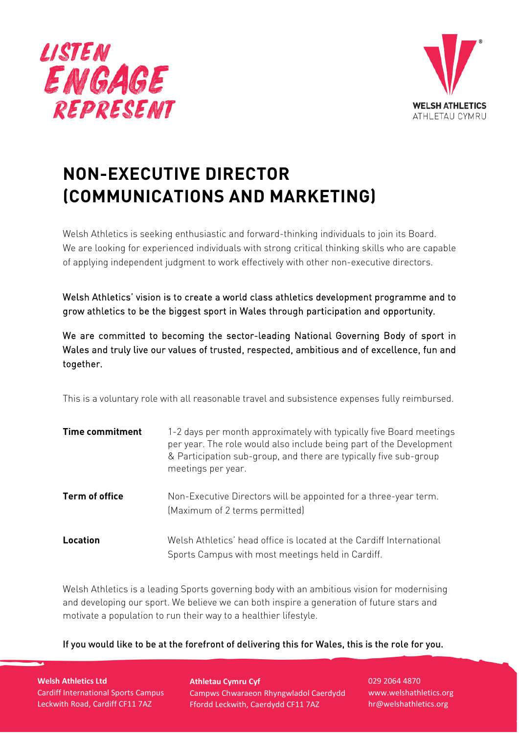LISTEN
ENGAGE
REPRESENT

WELSH ATHLETICS
ATHLETAU CYMRU

# NON-EXECUTIVE DIRECTOR (COMMUNICATIONS AND MARKETING)

Welsh Athletics is seeking enthusiastic and forward-thinking individuals to join its Board. We are looking for experienced individuals with strong critical thinking skills who are capable of applying independent judgment to work effectively with other non-executive directors.

Welsh Athletics' vision is to create a world class athletics development programme and to grow athletics to be the biggest sport in Wales through participation and opportunity.

We are committed to becoming the sector-leading National Governing Body of sport in Wales and truly live our values of trusted, respected, ambitious and of excellence, fun and together.

This is a voluntary role with all reasonable travel and subsistence expenses fully reimbursed.

**Time commitment**
1-2 days per month approximately with typically five Board meetings per year. The role would also include being part of the Development & Participation sub-group, and there are typically five sub-group meetings per year.

**Term of office**
Non-Executive Directors will be appointed for a three-year term. (Maximum of 2 terms permitted)

**Location**
Welsh Athletics' head office is located at the Cardiff International Sports Campus with most meetings held in Cardiff.

Welsh Athletics is a leading Sports governing body with an ambitious vision for modernising and developing our sport. We believe we can both inspire a generation of future stars and motivate a population to run their way to a healthier lifestyle.

If you would like to be at the forefront of delivering this for Wales, this is the role for you.

**Welsh Athletics Ltd**
Cardiff International Sports Campus
Leckwith Road, Cardiff CF11 7AZ

**Athletau Cymru Cyf**
Campws Chwaraeon Rhyngwladol Caerdydd
Ffordd Leckwith, Caerdydd CF11 7AZ

029 2064 4870
www.welshathletics.org
hr@welshathletics.org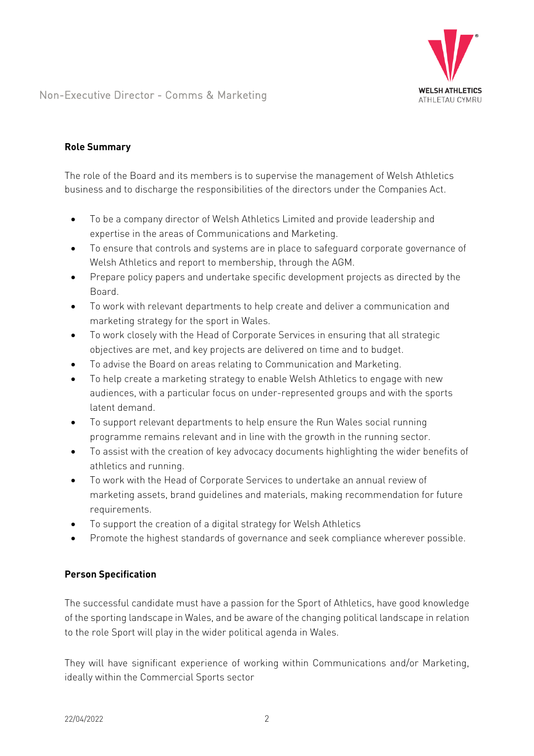## Role Summary

The role of the Board and its members is to supervise the management of Welsh Athletics business and to discharge the responsibilities of the directors under the Companies Act.

- To be a company director of Welsh Athletics Limited and provide leadership and expertise in the areas of Communications and Marketing.
- To ensure that controls and systems are in place to safeguard corporate governance of Welsh Athletics and report to membership, through the AGM.
- Prepare policy papers and undertake specific development projects as directed by the Board.
- To work with relevant departments to help create and deliver a communication and marketing strategy for the sport in Wales.
- To work closely with the Head of Corporate Services in ensuring that all strategic objectives are met, and key projects are delivered on time and to budget.
- To advise the Board on areas relating to Communication and Marketing.
- To help create a marketing strategy to enable Welsh Athletics to engage with new audiences, with a particular focus on under-represented groups and with the sports latent demand.
- To support relevant departments to help ensure the Run Wales social running programme remains relevant and in line with the growth in the running sector.
- To assist with the creation of key advocacy documents highlighting the wider benefits of athletics and running.
- To work with the Head of Corporate Services to undertake an annual review of marketing assets, brand guidelines and materials, making recommendation for future requirements.
- To support the creation of a digital strategy for Welsh Athletics
- Promote the highest standards of governance and seek compliance wherever possible.

## Person Specification

The successful candidate must have a passion for the Sport of Athletics, have good knowledge of the sporting landscape in Wales, and be aware of the changing political landscape in relation to the role Sport will play in the wider political agenda in Wales.

They will have significant experience of working within Communications and/or Marketing, ideally within the Commercial Sports sector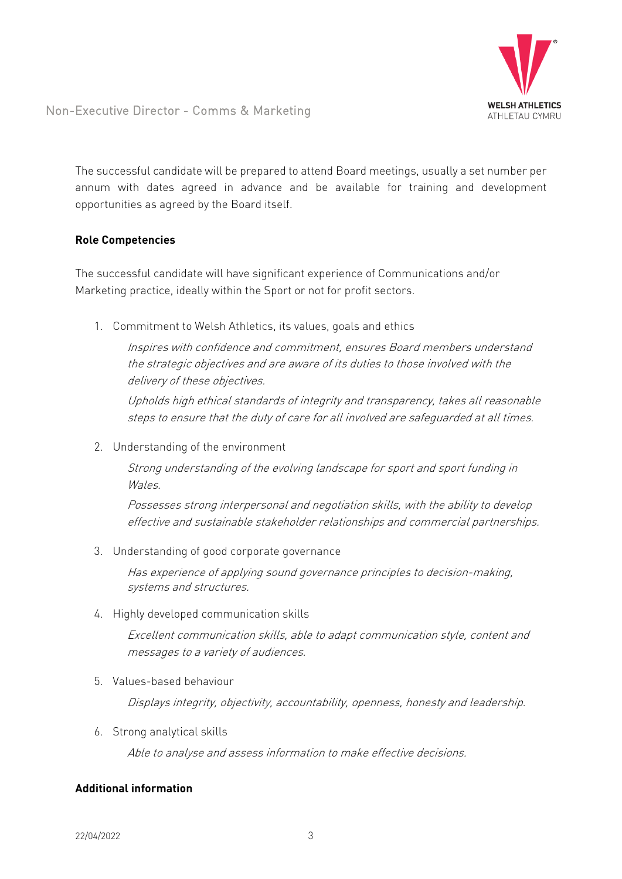The successful candidate will be prepared to attend Board meetings, usually a set number per annum with dates agreed in advance and be available for training and development opportunities as agreed by the Board itself.

**Role Competencies**

The successful candidate will have significant experience of Communications and/or Marketing practice, ideally within the Sport or not for profit sectors.

1. Commitment to Welsh Athletics, its values, goals and ethics

   *Inspires with confidence and commitment, ensures Board members understand the strategic objectives and are aware of its duties to those involved with the delivery of these objectives.*

   *Upholds high ethical standards of integrity and transparency, takes all reasonable steps to ensure that the duty of care for all involved are safeguarded at all times.*

2. Understanding of the environment

   *Strong understanding of the evolving landscape for sport and sport funding in Wales.*

   *Possesses strong interpersonal and negotiation skills, with the ability to develop effective and sustainable stakeholder relationships and commercial partnerships.*

3. Understanding of good corporate governance

   *Has experience of applying sound governance principles to decision-making, systems and structures.*

4. Highly developed communication skills

   *Excellent communication skills, able to adapt communication style, content and messages to a variety of audiences.*

5. Values-based behaviour

   *Displays integrity, objectivity, accountability, openness, honesty and leadership.*

6. Strong analytical skills

   *Able to analyse and assess information to make effective decisions.*

**Additional information**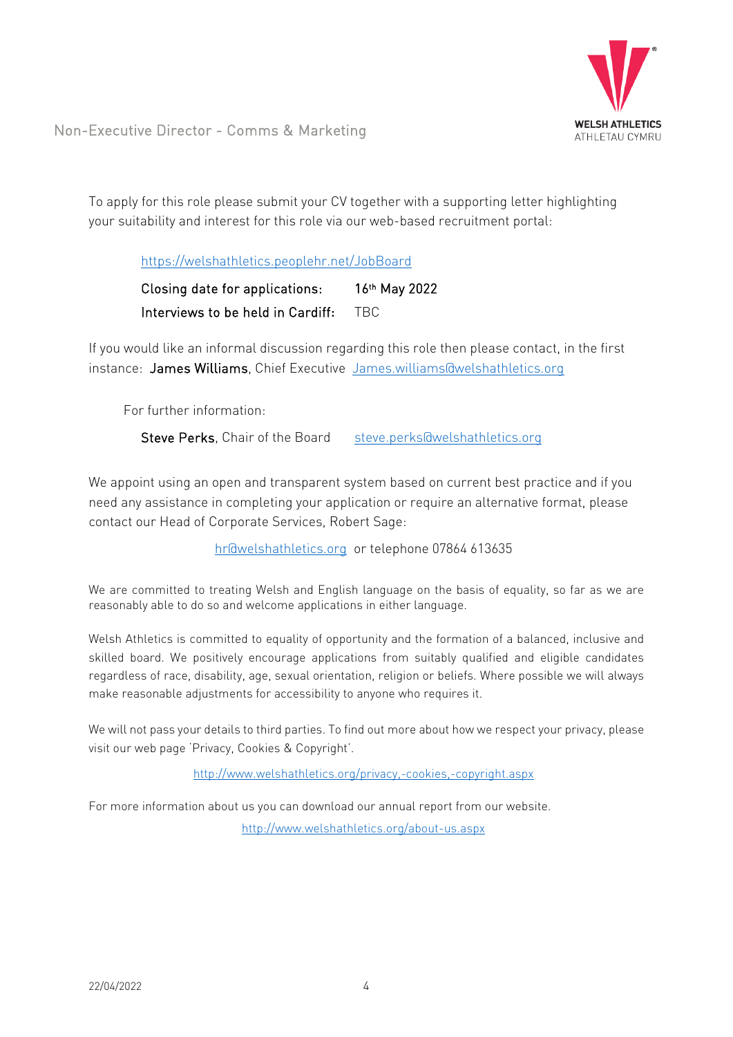To apply for this role please submit your CV together with a supporting letter highlighting your suitability and interest for this role via our web-based recruitment portal:

https://welshathletics.peoplehr.net/JobBoard

| | |
|---|---|
| Closing date for applications: | 16th May 2022 |
| Interviews to be held in Cardiff: | TBC |

If you would like an informal discussion regarding this role then please contact, in the first instance: **James Williams**, Chief Executive James.williams@welshathletics.org

For further information:

**Steve Perks**, Chair of the Board steve.perks@welshathletics.org

We appoint using an open and transparent system based on current best practice and if you need any assistance in completing your application or require an alternative format, please contact our Head of Corporate Services, Robert Sage:

hr@welshathletics.org or telephone 07864 613635

We are committed to treating Welsh and English language on the basis of equality, so far as we are reasonably able to do so and welcome applications in either language.

Welsh Athletics is committed to equality of opportunity and the formation of a balanced, inclusive and skilled board. We positively encourage applications from suitably qualified and eligible candidates regardless of race, disability, age, sexual orientation, religion or beliefs. Where possible we will always make reasonable adjustments for accessibility to anyone who requires it.

We will not pass your details to third parties. To find out more about how we respect your privacy, please visit our web page 'Privacy, Cookies & Copyright'.

http://www.welshathletics.org/privacy,-cookies,-copyright.aspx

For more information about us you can download our annual report from our website.

http://www.welshathletics.org/about-us.aspx